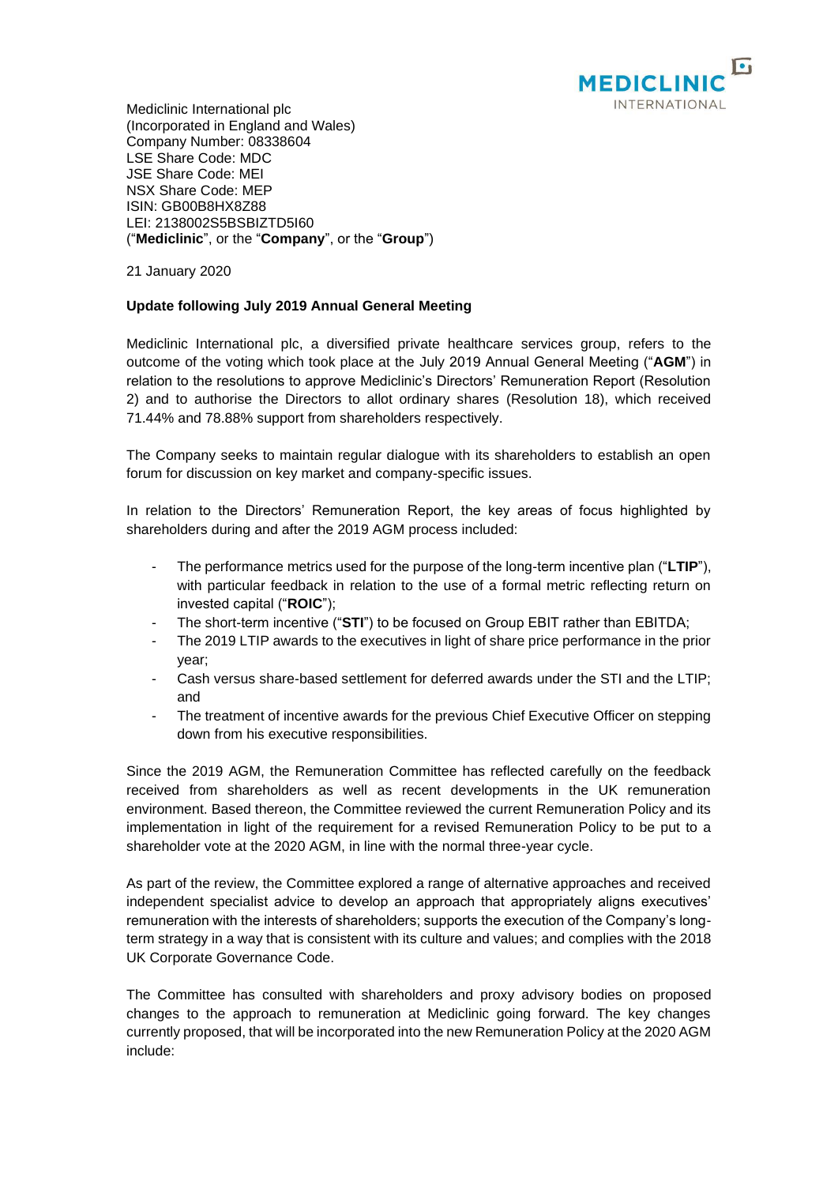MEDICLINIC INTERNATIONAL

Mediclinic International plc
(Incorporated in England and Wales)
Company Number: 08338604
LSE Share Code: MDC
JSE Share Code: MEI
NSX Share Code: MEP
ISIN: GB00B8HX8Z88
LEI: 2138002S5BSBIZTD5I60
("**Mediclinic**", or the "**Company**", or the "**Group**")

21 January 2020

**Update following July 2019 Annual General Meeting**

Mediclinic International plc, a diversified private healthcare services group, refers to the outcome of the voting which took place at the July 2019 Annual General Meeting ("**AGM**") in relation to the resolutions to approve Mediclinic's Directors' Remuneration Report (Resolution 2) and to authorise the Directors to allot ordinary shares (Resolution 18), which received 71.44% and 78.88% support from shareholders respectively.

The Company seeks to maintain regular dialogue with its shareholders to establish an open forum for discussion on key market and company-specific issues.

In relation to the Directors' Remuneration Report, the key areas of focus highlighted by shareholders during and after the 2019 AGM process included:

- The performance metrics used for the purpose of the long-term incentive plan ("**LTIP**"), with particular feedback in relation to the use of a formal metric reflecting return on invested capital ("**ROIC**");
- The short-term incentive ("**STI**") to be focused on Group EBIT rather than EBITDA;
- The 2019 LTIP awards to the executives in light of share price performance in the prior year;
- Cash versus share-based settlement for deferred awards under the STI and the LTIP; and
- The treatment of incentive awards for the previous Chief Executive Officer on stepping down from his executive responsibilities.

Since the 2019 AGM, the Remuneration Committee has reflected carefully on the feedback received from shareholders as well as recent developments in the UK remuneration environment. Based thereon, the Committee reviewed the current Remuneration Policy and its implementation in light of the requirement for a revised Remuneration Policy to be put to a shareholder vote at the 2020 AGM, in line with the normal three-year cycle.

As part of the review, the Committee explored a range of alternative approaches and received independent specialist advice to develop an approach that appropriately aligns executives' remuneration with the interests of shareholders; supports the execution of the Company's long-term strategy in a way that is consistent with its culture and values; and complies with the 2018 UK Corporate Governance Code.

The Committee has consulted with shareholders and proxy advisory bodies on proposed changes to the approach to remuneration at Mediclinic going forward. The key changes currently proposed, that will be incorporated into the new Remuneration Policy at the 2020 AGM include: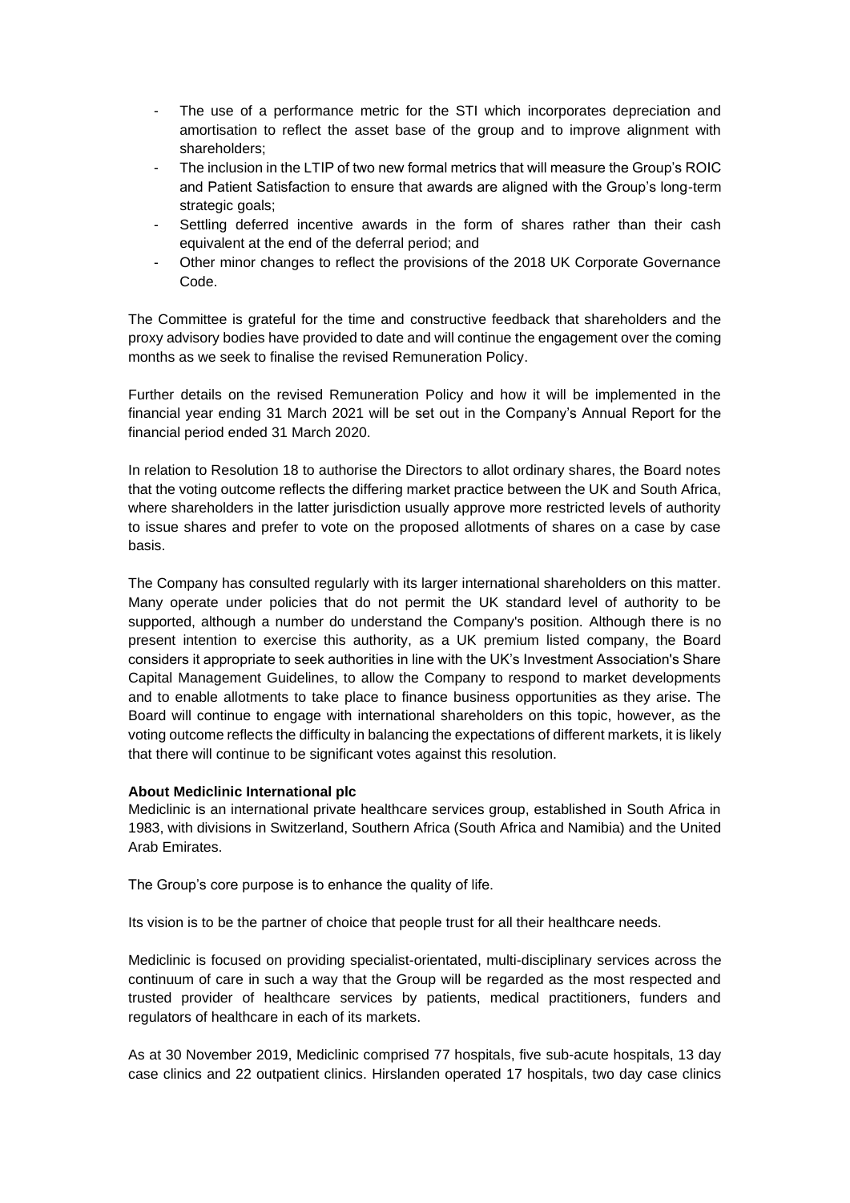- The use of a performance metric for the STI which incorporates depreciation and amortisation to reflect the asset base of the group and to improve alignment with shareholders;
- The inclusion in the LTIP of two new formal metrics that will measure the Group's ROIC and Patient Satisfaction to ensure that awards are aligned with the Group's long-term strategic goals;
- Settling deferred incentive awards in the form of shares rather than their cash equivalent at the end of the deferral period; and
- Other minor changes to reflect the provisions of the 2018 UK Corporate Governance Code.

The Committee is grateful for the time and constructive feedback that shareholders and the proxy advisory bodies have provided to date and will continue the engagement over the coming months as we seek to finalise the revised Remuneration Policy.

Further details on the revised Remuneration Policy and how it will be implemented in the financial year ending 31 March 2021 will be set out in the Company's Annual Report for the financial period ended 31 March 2020.

In relation to Resolution 18 to authorise the Directors to allot ordinary shares, the Board notes that the voting outcome reflects the differing market practice between the UK and South Africa, where shareholders in the latter jurisdiction usually approve more restricted levels of authority to issue shares and prefer to vote on the proposed allotments of shares on a case by case basis.

The Company has consulted regularly with its larger international shareholders on this matter. Many operate under policies that do not permit the UK standard level of authority to be supported, although a number do understand the Company's position. Although there is no present intention to exercise this authority, as a UK premium listed company, the Board considers it appropriate to seek authorities in line with the UK's Investment Association's Share Capital Management Guidelines, to allow the Company to respond to market developments and to enable allotments to take place to finance business opportunities as they arise. The Board will continue to engage with international shareholders on this topic, however, as the voting outcome reflects the difficulty in balancing the expectations of different markets, it is likely that there will continue to be significant votes against this resolution.

**About Mediclinic International plc**

Mediclinic is an international private healthcare services group, established in South Africa in 1983, with divisions in Switzerland, Southern Africa (South Africa and Namibia) and the United Arab Emirates.

The Group's core purpose is to enhance the quality of life.

Its vision is to be the partner of choice that people trust for all their healthcare needs.

Mediclinic is focused on providing specialist-orientated, multi-disciplinary services across the continuum of care in such a way that the Group will be regarded as the most respected and trusted provider of healthcare services by patients, medical practitioners, funders and regulators of healthcare in each of its markets.

As at 30 November 2019, Mediclinic comprised 77 hospitals, five sub-acute hospitals, 13 day case clinics and 22 outpatient clinics. Hirslanden operated 17 hospitals, two day case clinics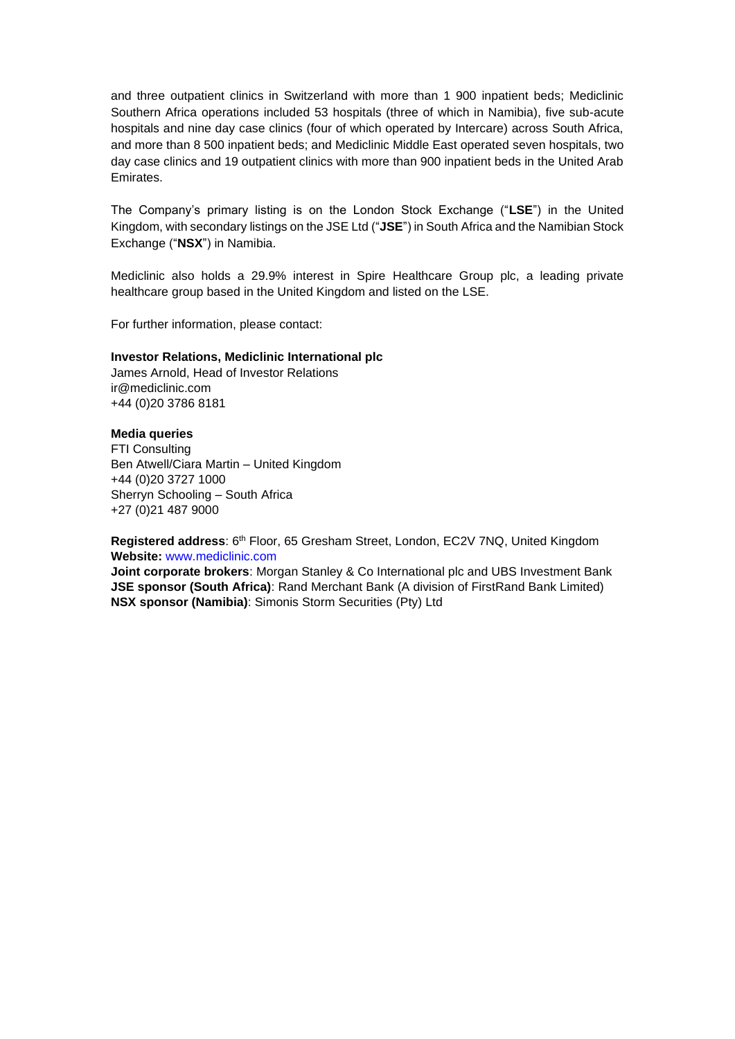and three outpatient clinics in Switzerland with more than 1 900 inpatient beds; Mediclinic Southern Africa operations included 53 hospitals (three of which in Namibia), five sub-acute hospitals and nine day case clinics (four of which operated by Intercare) across South Africa, and more than 8 500 inpatient beds; and Mediclinic Middle East operated seven hospitals, two day case clinics and 19 outpatient clinics with more than 900 inpatient beds in the United Arab Emirates.

The Company's primary listing is on the London Stock Exchange ("**LSE**") in the United Kingdom, with secondary listings on the JSE Ltd ("**JSE**") in South Africa and the Namibian Stock Exchange ("**NSX**") in Namibia.

Mediclinic also holds a 29.9% interest in Spire Healthcare Group plc, a leading private healthcare group based in the United Kingdom and listed on the LSE.

For further information, please contact:

**Investor Relations, Mediclinic International plc**
James Arnold, Head of Investor Relations
ir@mediclinic.com
+44 (0)20 3786 8181

**Media queries**
FTI Consulting
Ben Atwell/Ciara Martin – United Kingdom
+44 (0)20 3727 1000
Sherryn Schooling – South Africa
+27 (0)21 487 9000

**Registered address**: 6th Floor, 65 Gresham Street, London, EC2V 7NQ, United Kingdom
**Website:** www.mediclinic.com
**Joint corporate brokers**: Morgan Stanley & Co International plc and UBS Investment Bank
**JSE sponsor (South Africa)**: Rand Merchant Bank (A division of FirstRand Bank Limited)
**NSX sponsor (Namibia)**: Simonis Storm Securities (Pty) Ltd